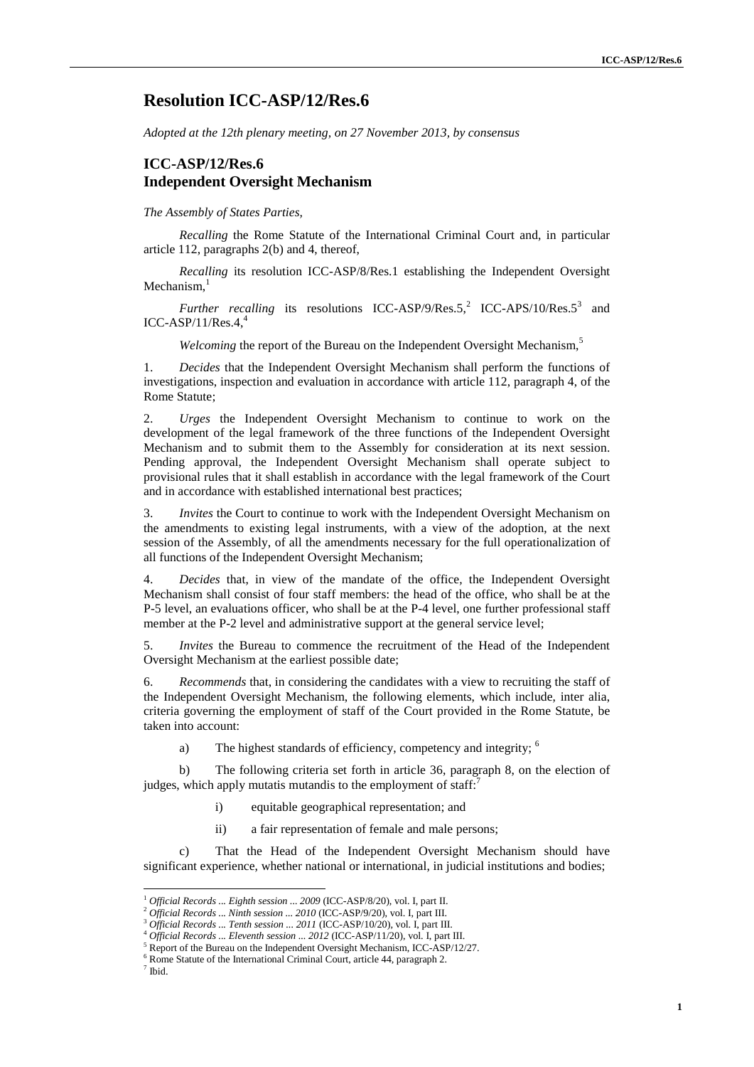# Resolution ICC-ASP/12/Res.6

*Adopted at the 12th plenary meeting, on 27 November 2013, by consensus*

## ICC-ASP/12/Res.6
## Independent Oversight Mechanism

*The Assembly of States Parties,*

*Recalling* the Rome Statute of the International Criminal Court and, in particular article 112, paragraphs 2(b) and 4, thereof,

*Recalling* its resolution ICC-ASP/8/Res.1 establishing the Independent Oversight Mechanism,[1]

*Further recalling* its resolutions ICC-ASP/9/Res.5,[2] ICC-APS/10/Res.5[3] and ICC-ASP/11/Res.4,[4]

*Welcoming* the report of the Bureau on the Independent Oversight Mechanism,[5]

1. *Decides* that the Independent Oversight Mechanism shall perform the functions of investigations, inspection and evaluation in accordance with article 112, paragraph 4, of the Rome Statute;

2. *Urges* the Independent Oversight Mechanism to continue to work on the development of the legal framework of the three functions of the Independent Oversight Mechanism and to submit them to the Assembly for consideration at its next session. Pending approval, the Independent Oversight Mechanism shall operate subject to provisional rules that it shall establish in accordance with the legal framework of the Court and in accordance with established international best practices;

3. *Invites* the Court to continue to work with the Independent Oversight Mechanism on the amendments to existing legal instruments, with a view of the adoption, at the next session of the Assembly, of all the amendments necessary for the full operationalization of all functions of the Independent Oversight Mechanism;

4. *Decides* that, in view of the mandate of the office, the Independent Oversight Mechanism shall consist of four staff members: the head of the office, who shall be at the P-5 level, an evaluations officer, who shall be at the P-4 level, one further professional staff member at the P-2 level and administrative support at the general service level;

5. *Invites* the Bureau to commence the recruitment of the Head of the Independent Oversight Mechanism at the earliest possible date;

6. *Recommends* that, in considering the candidates with a view to recruiting the staff of the Independent Oversight Mechanism, the following elements, which include, inter alia, criteria governing the employment of staff of the Court provided in the Rome Statute, be taken into account:

a) The highest standards of efficiency, competency and integrity; [6]

b) The following criteria set forth in article 36, paragraph 8, on the election of judges, which apply mutatis mutandis to the employment of staff:[7]

i) equitable geographical representation; and

ii) a fair representation of female and male persons;

c) That the Head of the Independent Oversight Mechanism should have significant experience, whether national or international, in judicial institutions and bodies;

---

[1] *Official Records ... Eighth session ... 2009* (ICC-ASP/8/20), vol. I, part II.
[2] *Official Records ... Ninth session ... 2010* (ICC-ASP/9/20), vol. I, part III.
[3] *Official Records ... Tenth session ... 2011* (ICC-ASP/10/20), vol. I, part III.
[4] *Official Records ... Eleventh session ... 2012* (ICC-ASP/11/20), vol. I, part III.
[5] Report of the Bureau on the Independent Oversight Mechanism, ICC-ASP/12/27.
[6] Rome Statute of the International Criminal Court, article 44, paragraph 2.
[7] Ibid.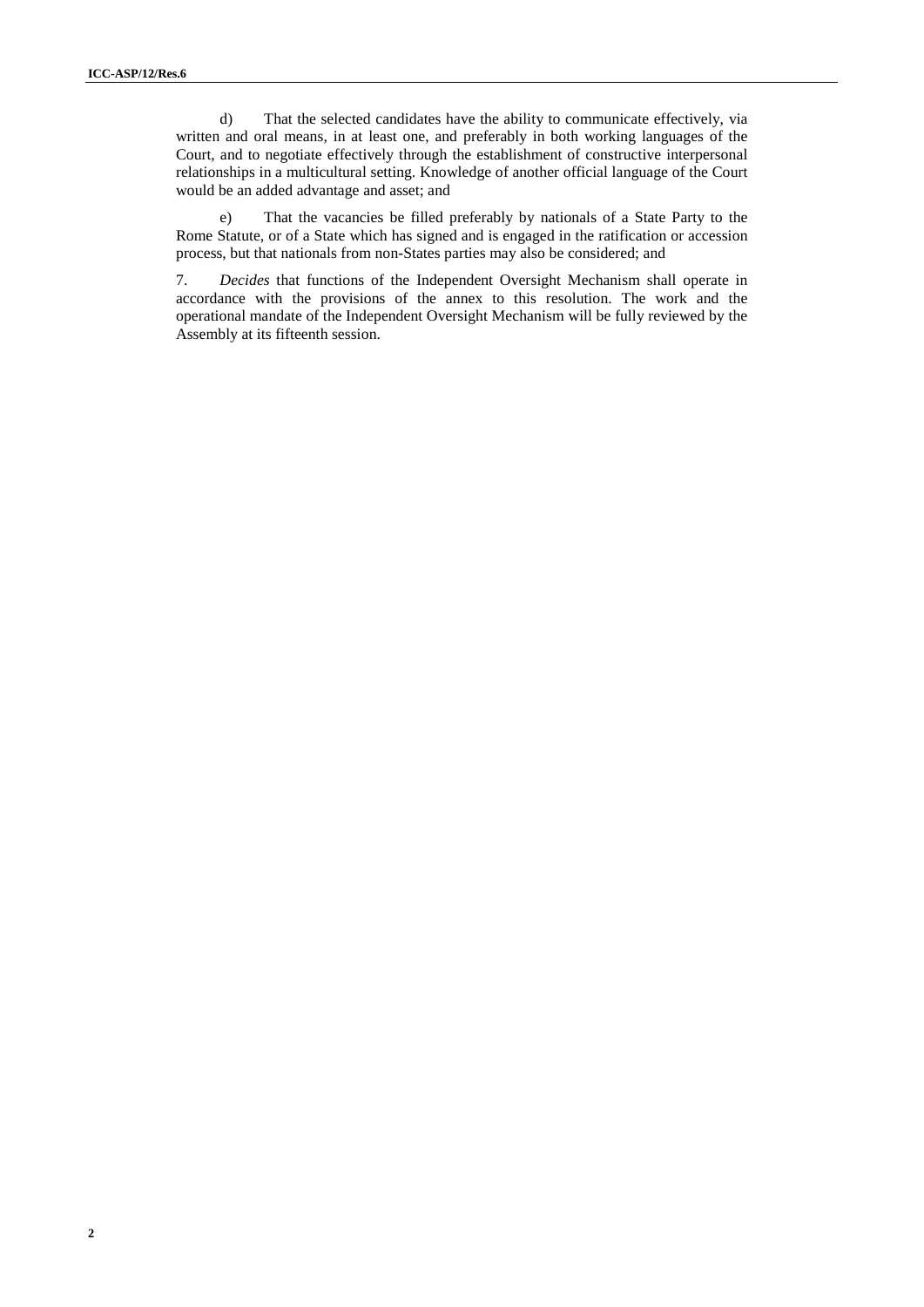d) That the selected candidates have the ability to communicate effectively, via written and oral means, in at least one, and preferably in both working languages of the Court, and to negotiate effectively through the establishment of constructive interpersonal relationships in a multicultural setting. Knowledge of another official language of the Court would be an added advantage and asset; and

e) That the vacancies be filled preferably by nationals of a State Party to the Rome Statute, or of a State which has signed and is engaged in the ratification or accession process, but that nationals from non-States parties may also be considered; and

7. *Decides* that functions of the Independent Oversight Mechanism shall operate in accordance with the provisions of the annex to this resolution. The work and the operational mandate of the Independent Oversight Mechanism will be fully reviewed by the Assembly at its fifteenth session.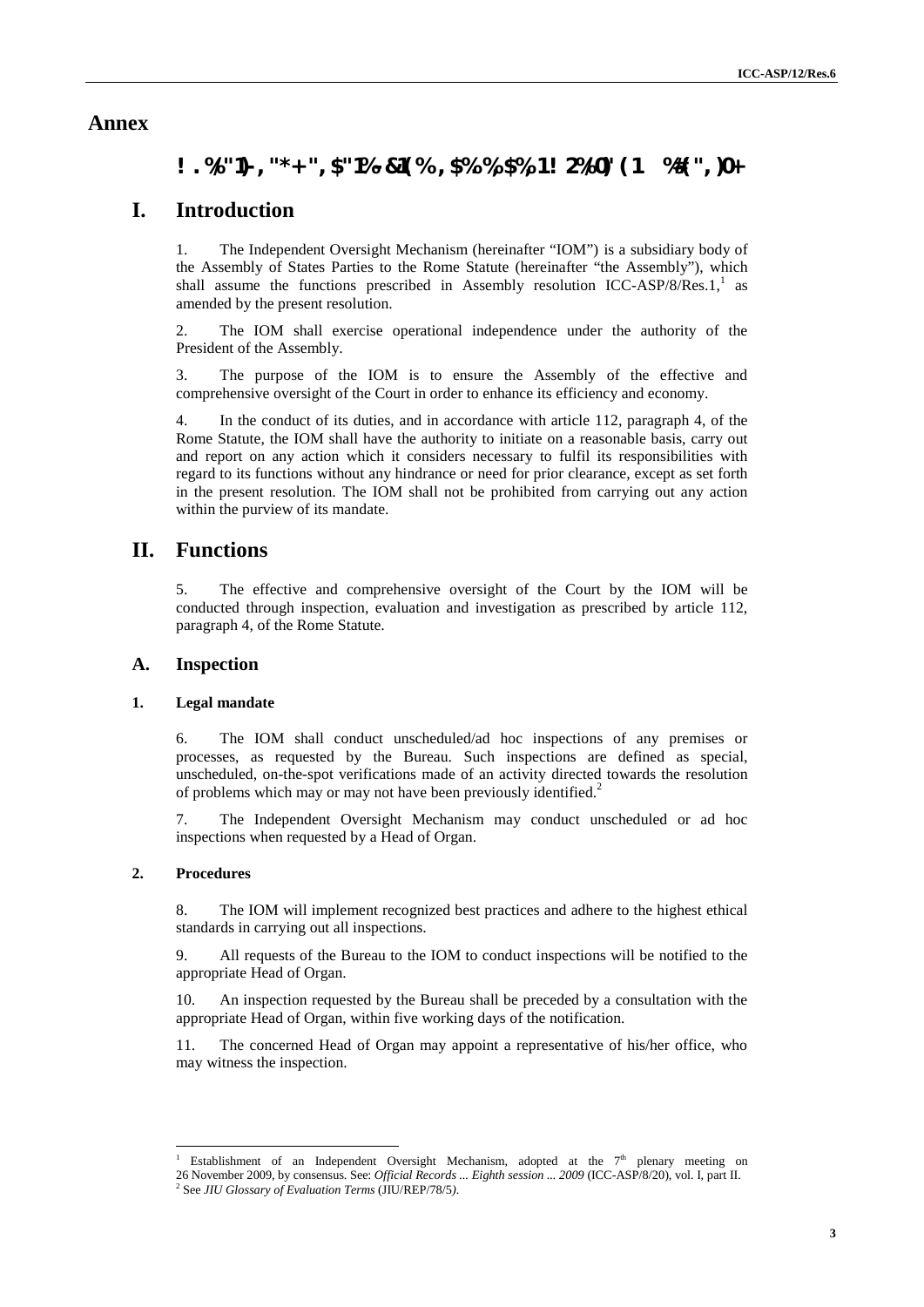# Annex

## ! . %"1)- , "*+ ", $"1%-&1(%, $%,%,$%,1! 2%0)'(1 %$(",)0+

# I. Introduction

1. The Independent Oversight Mechanism (hereinafter "IOM") is a subsidiary body of the Assembly of States Parties to the Rome Statute (hereinafter "the Assembly"), which shall assume the functions prescribed in Assembly resolution ICC-ASP/8/Res.1,[1] as amended by the present resolution.

2. The IOM shall exercise operational independence under the authority of the President of the Assembly.

3. The purpose of the IOM is to ensure the Assembly of the effective and comprehensive oversight of the Court in order to enhance its efficiency and economy.

4. In the conduct of its duties, and in accordance with article 112, paragraph 4, of the Rome Statute, the IOM shall have the authority to initiate on a reasonable basis, carry out and report on any action which it considers necessary to fulfil its responsibilities with regard to its functions without any hindrance or need for prior clearance, except as set forth in the present resolution. The IOM shall not be prohibited from carrying out any action within the purview of its mandate.

# II. Functions

5. The effective and comprehensive oversight of the Court by the IOM will be conducted through inspection, evaluation and investigation as prescribed by article 112, paragraph 4, of the Rome Statute.

## A. Inspection

### 1. Legal mandate

6. The IOM shall conduct unscheduled/ad hoc inspections of any premises or processes, as requested by the Bureau. Such inspections are defined as special, unscheduled, on-the-spot verifications made of an activity directed towards the resolution of problems which may or may not have been previously identified.[2]

7. The Independent Oversight Mechanism may conduct unscheduled or ad hoc inspections when requested by a Head of Organ.

### 2. Procedures

8. The IOM will implement recognized best practices and adhere to the highest ethical standards in carrying out all inspections.

9. All requests of the Bureau to the IOM to conduct inspections will be notified to the appropriate Head of Organ.

10. An inspection requested by the Bureau shall be preceded by a consultation with the appropriate Head of Organ, within five working days of the notification.

11. The concerned Head of Organ may appoint a representative of his/her office, who may witness the inspection.

---

[1] Establishment of an Independent Oversight Mechanism, adopted at the 7th plenary meeting on 26 November 2009, by consensus. See: *Official Records ... Eighth session ... 2009* (ICC-ASP/8/20), vol. I, part II.

[2] See *JIU Glossary of Evaluation Terms* (JIU/REP/78/5).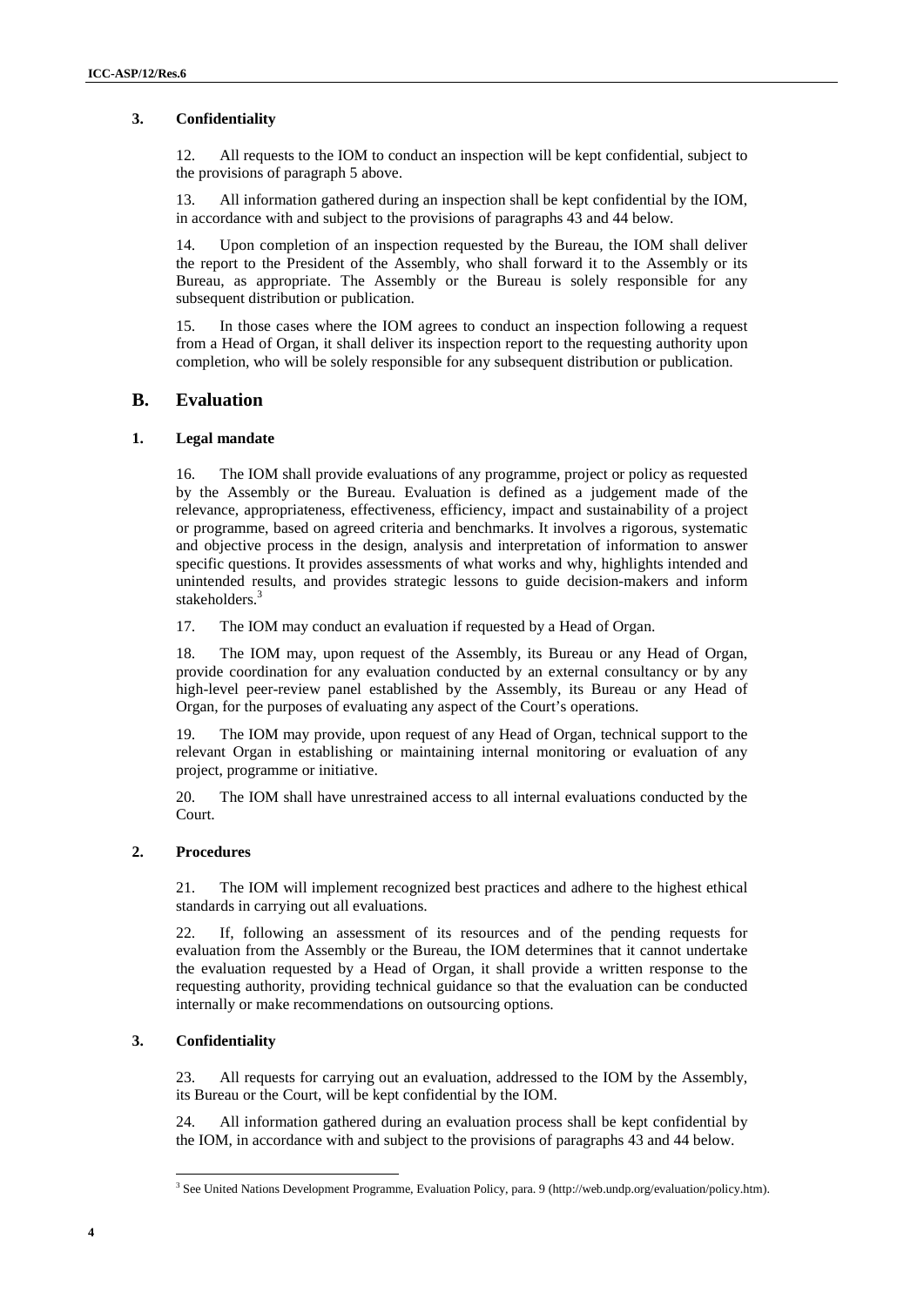### 3. Confidentiality

12. All requests to the IOM to conduct an inspection will be kept confidential, subject to the provisions of paragraph 5 above.

13. All information gathered during an inspection shall be kept confidential by the IOM, in accordance with and subject to the provisions of paragraphs 43 and 44 below.

14. Upon completion of an inspection requested by the Bureau, the IOM shall deliver the report to the President of the Assembly, who shall forward it to the Assembly or its Bureau, as appropriate. The Assembly or the Bureau is solely responsible for any subsequent distribution or publication.

15. In those cases where the IOM agrees to conduct an inspection following a request from a Head of Organ, it shall deliver its inspection report to the requesting authority upon completion, who will be solely responsible for any subsequent distribution or publication.

## B. Evaluation

### 1. Legal mandate

16. The IOM shall provide evaluations of any programme, project or policy as requested by the Assembly or the Bureau. Evaluation is defined as a judgement made of the relevance, appropriateness, effectiveness, efficiency, impact and sustainability of a project or programme, based on agreed criteria and benchmarks. It involves a rigorous, systematic and objective process in the design, analysis and interpretation of information to answer specific questions. It provides assessments of what works and why, highlights intended and unintended results, and provides strategic lessons to guide decision-makers and inform stakeholders.[3]

17. The IOM may conduct an evaluation if requested by a Head of Organ.

18. The IOM may, upon request of the Assembly, its Bureau or any Head of Organ, provide coordination for any evaluation conducted by an external consultancy or by any high-level peer-review panel established by the Assembly, its Bureau or any Head of Organ, for the purposes of evaluating any aspect of the Court's operations.

19. The IOM may provide, upon request of any Head of Organ, technical support to the relevant Organ in establishing or maintaining internal monitoring or evaluation of any project, programme or initiative.

20. The IOM shall have unrestrained access to all internal evaluations conducted by the Court.

### 2. Procedures

21. The IOM will implement recognized best practices and adhere to the highest ethical standards in carrying out all evaluations.

22. If, following an assessment of its resources and of the pending requests for evaluation from the Assembly or the Bureau, the IOM determines that it cannot undertake the evaluation requested by a Head of Organ, it shall provide a written response to the requesting authority, providing technical guidance so that the evaluation can be conducted internally or make recommendations on outsourcing options.

### 3. Confidentiality

23. All requests for carrying out an evaluation, addressed to the IOM by the Assembly, its Bureau or the Court, will be kept confidential by the IOM.

24. All information gathered during an evaluation process shall be kept confidential by the IOM, in accordance with and subject to the provisions of paragraphs 43 and 44 below.

---

[3] See United Nations Development Programme, Evaluation Policy, para. 9 (http://web.undp.org/evaluation/policy.htm).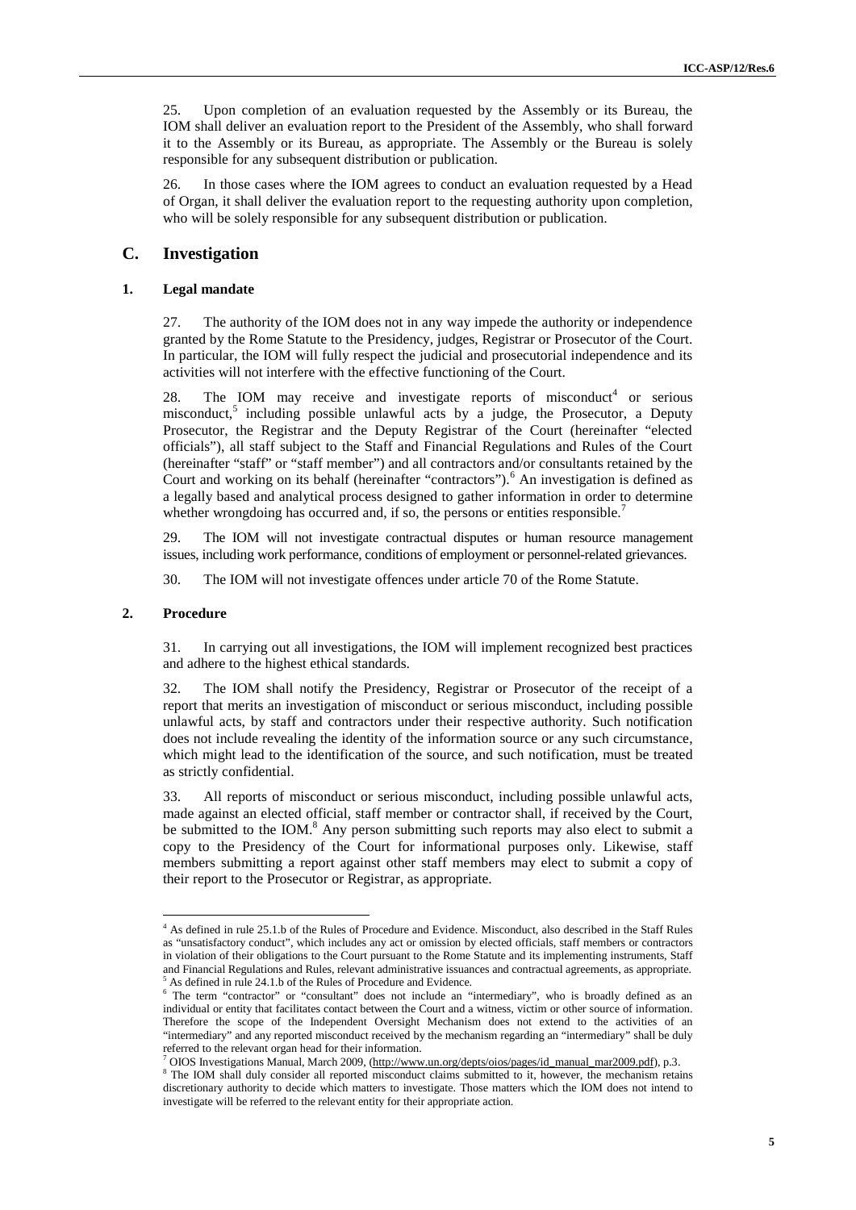25. Upon completion of an evaluation requested by the Assembly or its Bureau, the IOM shall deliver an evaluation report to the President of the Assembly, who shall forward it to the Assembly or its Bureau, as appropriate. The Assembly or the Bureau is solely responsible for any subsequent distribution or publication.

26. In those cases where the IOM agrees to conduct an evaluation requested by a Head of Organ, it shall deliver the evaluation report to the requesting authority upon completion, who will be solely responsible for any subsequent distribution or publication.

## C. Investigation

### 1. Legal mandate

27. The authority of the IOM does not in any way impede the authority or independence granted by the Rome Statute to the Presidency, judges, Registrar or Prosecutor of the Court. In particular, the IOM will fully respect the judicial and prosecutorial independence and its activities will not interfere with the effective functioning of the Court.

28. The IOM may receive and investigate reports of misconduct[4] or serious misconduct,[5] including possible unlawful acts by a judge, the Prosecutor, a Deputy Prosecutor, the Registrar and the Deputy Registrar of the Court (hereinafter "elected officials"), all staff subject to the Staff and Financial Regulations and Rules of the Court (hereinafter "staff" or "staff member") and all contractors and/or consultants retained by the Court and working on its behalf (hereinafter "contractors").[6] An investigation is defined as a legally based and analytical process designed to gather information in order to determine whether wrongdoing has occurred and, if so, the persons or entities responsible.[7]

29. The IOM will not investigate contractual disputes or human resource management issues, including work performance, conditions of employment or personnel-related grievances.

30. The IOM will not investigate offences under article 70 of the Rome Statute.

### 2. Procedure

31. In carrying out all investigations, the IOM will implement recognized best practices and adhere to the highest ethical standards.

32. The IOM shall notify the Presidency, Registrar or Prosecutor of the receipt of a report that merits an investigation of misconduct or serious misconduct, including possible unlawful acts, by staff and contractors under their respective authority. Such notification does not include revealing the identity of the information source or any such circumstance, which might lead to the identification of the source, and such notification, must be treated as strictly confidential.

33. All reports of misconduct or serious misconduct, including possible unlawful acts, made against an elected official, staff member or contractor shall, if received by the Court, be submitted to the IOM.[8] Any person submitting such reports may also elect to submit a copy to the Presidency of the Court for informational purposes only. Likewise, staff members submitting a report against other staff members may elect to submit a copy of their report to the Prosecutor or Registrar, as appropriate.

---

[4] As defined in rule 25.1.b of the Rules of Procedure and Evidence. Misconduct, also described in the Staff Rules as "unsatisfactory conduct", which includes any act or omission by elected officials, staff members or contractors in violation of their obligations to the Court pursuant to the Rome Statute and its implementing instruments, Staff and Financial Regulations and Rules, relevant administrative issuances and contractual agreements, as appropriate.

[5] As defined in rule 24.1.b of the Rules of Procedure and Evidence.

[6] The term "contractor" or "consultant" does not include an "intermediary", who is broadly defined as an individual or entity that facilitates contact between the Court and a witness, victim or other source of information. Therefore the scope of the Independent Oversight Mechanism does not extend to the activities of an "intermediary" and any reported misconduct received by the mechanism regarding an "intermediary" shall be duly referred to the relevant organ head for their information.

[7] OIOS Investigations Manual, March 2009, (http://www.un.org/depts/oios/pages/id_manual_mar2009.pdf), p.3.

[8] The IOM shall duly consider all reported misconduct claims submitted to it, however, the mechanism retains discretionary authority to decide which matters to investigate. Those matters which the IOM does not intend to investigate will be referred to the relevant entity for their appropriate action.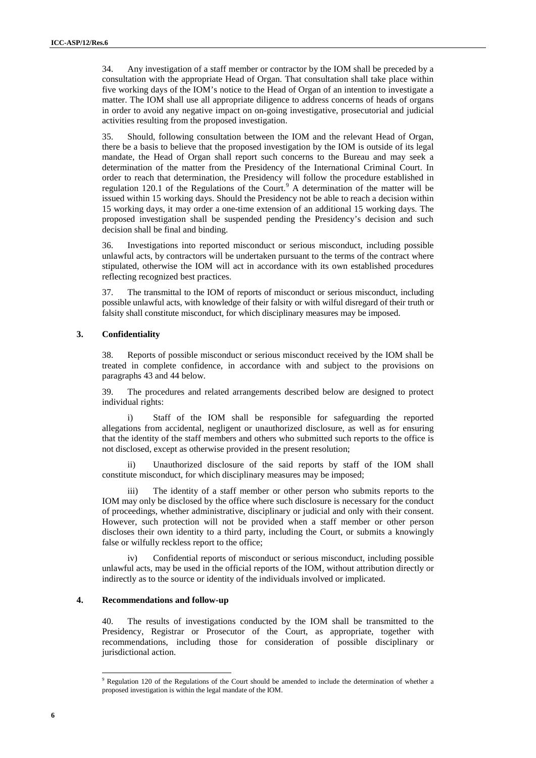34. Any investigation of a staff member or contractor by the IOM shall be preceded by a consultation with the appropriate Head of Organ. That consultation shall take place within five working days of the IOM's notice to the Head of Organ of an intention to investigate a matter. The IOM shall use all appropriate diligence to address concerns of heads of organs in order to avoid any negative impact on on-going investigative, prosecutorial and judicial activities resulting from the proposed investigation.

35. Should, following consultation between the IOM and the relevant Head of Organ, there be a basis to believe that the proposed investigation by the IOM is outside of its legal mandate, the Head of Organ shall report such concerns to the Bureau and may seek a determination of the matter from the Presidency of the International Criminal Court. In order to reach that determination, the Presidency will follow the procedure established in regulation 120.1 of the Regulations of the Court.[9] A determination of the matter will be issued within 15 working days. Should the Presidency not be able to reach a decision within 15 working days, it may order a one-time extension of an additional 15 working days. The proposed investigation shall be suspended pending the Presidency's decision and such decision shall be final and binding.

36. Investigations into reported misconduct or serious misconduct, including possible unlawful acts, by contractors will be undertaken pursuant to the terms of the contract where stipulated, otherwise the IOM will act in accordance with its own established procedures reflecting recognized best practices.

37. The transmittal to the IOM of reports of misconduct or serious misconduct, including possible unlawful acts, with knowledge of their falsity or with wilful disregard of their truth or falsity shall constitute misconduct, for which disciplinary measures may be imposed.

### 3. Confidentiality

38. Reports of possible misconduct or serious misconduct received by the IOM shall be treated in complete confidence, in accordance with and subject to the provisions on paragraphs 43 and 44 below.

39. The procedures and related arrangements described below are designed to protect individual rights:

i) Staff of the IOM shall be responsible for safeguarding the reported allegations from accidental, negligent or unauthorized disclosure, as well as for ensuring that the identity of the staff members and others who submitted such reports to the office is not disclosed, except as otherwise provided in the present resolution;

ii) Unauthorized disclosure of the said reports by staff of the IOM shall constitute misconduct, for which disciplinary measures may be imposed;

iii) The identity of a staff member or other person who submits reports to the IOM may only be disclosed by the office where such disclosure is necessary for the conduct of proceedings, whether administrative, disciplinary or judicial and only with their consent. However, such protection will not be provided when a staff member or other person discloses their own identity to a third party, including the Court, or submits a knowingly false or wilfully reckless report to the office;

iv) Confidential reports of misconduct or serious misconduct, including possible unlawful acts, may be used in the official reports of the IOM, without attribution directly or indirectly as to the source or identity of the individuals involved or implicated.

### 4. Recommendations and follow-up

40. The results of investigations conducted by the IOM shall be transmitted to the Presidency, Registrar or Prosecutor of the Court, as appropriate, together with recommendations, including those for consideration of possible disciplinary or jurisdictional action.

---

[9] Regulation 120 of the Regulations of the Court should be amended to include the determination of whether a proposed investigation is within the legal mandate of the IOM.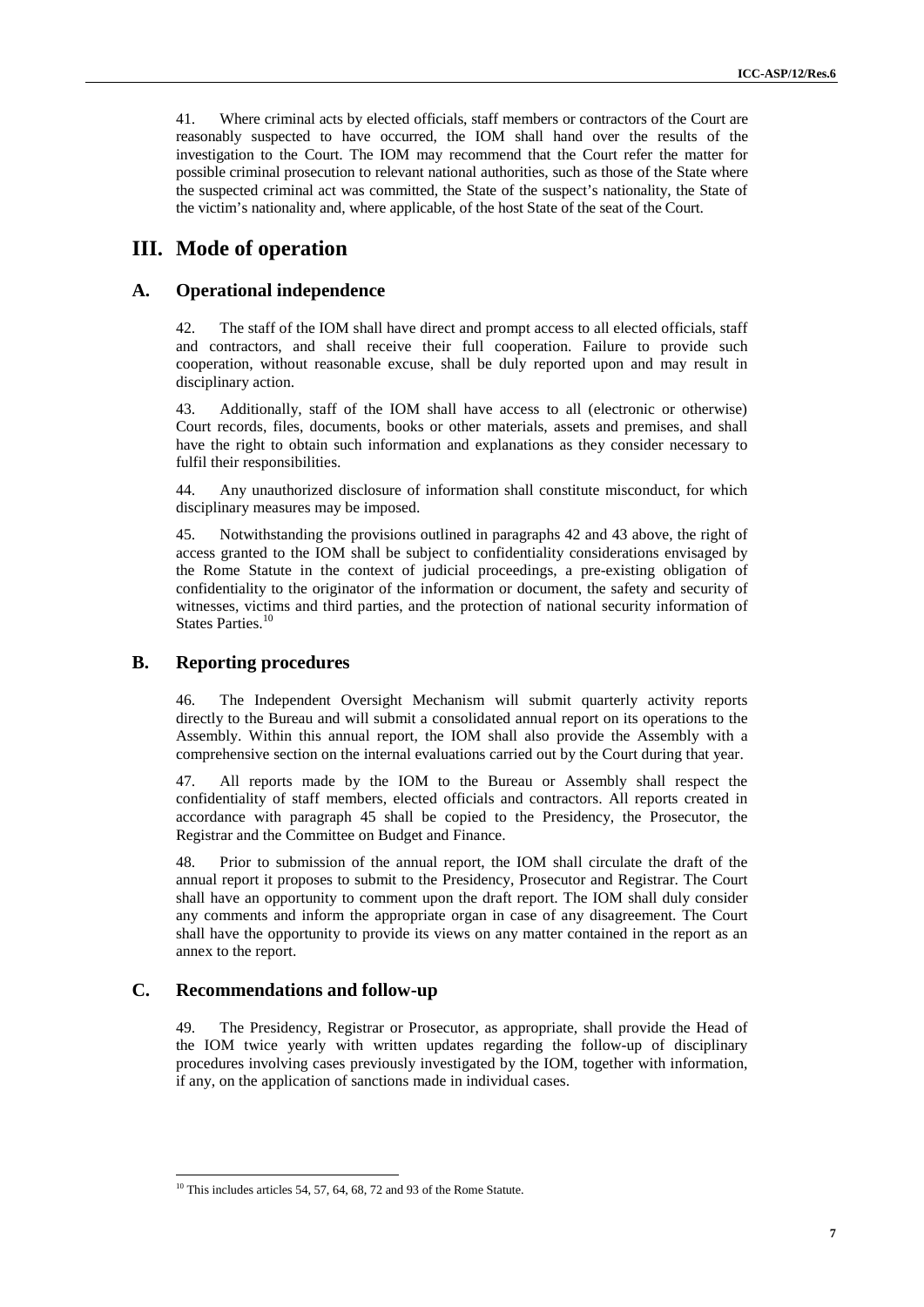41. Where criminal acts by elected officials, staff members or contractors of the Court are reasonably suspected to have occurred, the IOM shall hand over the results of the investigation to the Court. The IOM may recommend that the Court refer the matter for possible criminal prosecution to relevant national authorities, such as those of the State where the suspected criminal act was committed, the State of the suspect's nationality, the State of the victim's nationality and, where applicable, of the host State of the seat of the Court.

# III. Mode of operation

## A. Operational independence

42. The staff of the IOM shall have direct and prompt access to all elected officials, staff and contractors, and shall receive their full cooperation. Failure to provide such cooperation, without reasonable excuse, shall be duly reported upon and may result in disciplinary action.

43. Additionally, staff of the IOM shall have access to all (electronic or otherwise) Court records, files, documents, books or other materials, assets and premises, and shall have the right to obtain such information and explanations as they consider necessary to fulfil their responsibilities.

44. Any unauthorized disclosure of information shall constitute misconduct, for which disciplinary measures may be imposed.

45. Notwithstanding the provisions outlined in paragraphs 42 and 43 above, the right of access granted to the IOM shall be subject to confidentiality considerations envisaged by the Rome Statute in the context of judicial proceedings, a pre-existing obligation of confidentiality to the originator of the information or document, the safety and security of witnesses, victims and third parties, and the protection of national security information of States Parties.[10]

## B. Reporting procedures

46. The Independent Oversight Mechanism will submit quarterly activity reports directly to the Bureau and will submit a consolidated annual report on its operations to the Assembly. Within this annual report, the IOM shall also provide the Assembly with a comprehensive section on the internal evaluations carried out by the Court during that year.

47. All reports made by the IOM to the Bureau or Assembly shall respect the confidentiality of staff members, elected officials and contractors. All reports created in accordance with paragraph 45 shall be copied to the Presidency, the Prosecutor, the Registrar and the Committee on Budget and Finance.

48. Prior to submission of the annual report, the IOM shall circulate the draft of the annual report it proposes to submit to the Presidency, Prosecutor and Registrar. The Court shall have an opportunity to comment upon the draft report. The IOM shall duly consider any comments and inform the appropriate organ in case of any disagreement. The Court shall have the opportunity to provide its views on any matter contained in the report as an annex to the report.

## C. Recommendations and follow-up

49. The Presidency, Registrar or Prosecutor, as appropriate, shall provide the Head of the IOM twice yearly with written updates regarding the follow-up of disciplinary procedures involving cases previously investigated by the IOM, together with information, if any, on the application of sanctions made in individual cases.

[10] This includes articles 54, 57, 64, 68, 72 and 93 of the Rome Statute.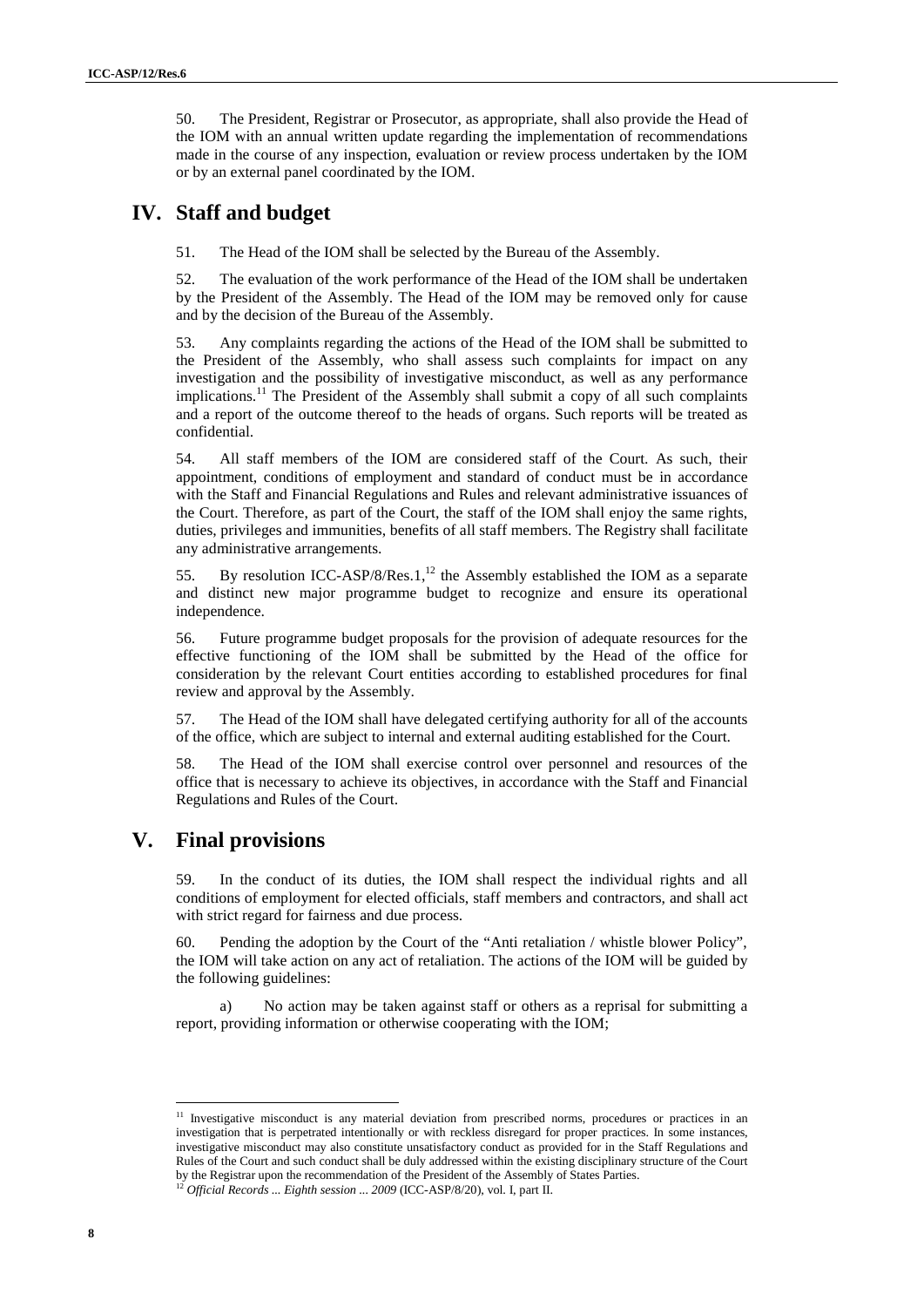50. The President, Registrar or Prosecutor, as appropriate, shall also provide the Head of the IOM with an annual written update regarding the implementation of recommendations made in the course of any inspection, evaluation or review process undertaken by the IOM or by an external panel coordinated by the IOM.

## IV. Staff and budget

51. The Head of the IOM shall be selected by the Bureau of the Assembly.

52. The evaluation of the work performance of the Head of the IOM shall be undertaken by the President of the Assembly. The Head of the IOM may be removed only for cause and by the decision of the Bureau of the Assembly.

53. Any complaints regarding the actions of the Head of the IOM shall be submitted to the President of the Assembly, who shall assess such complaints for impact on any investigation and the possibility of investigative misconduct, as well as any performance implications.[11] The President of the Assembly shall submit a copy of all such complaints and a report of the outcome thereof to the heads of organs. Such reports will be treated as confidential.

54. All staff members of the IOM are considered staff of the Court. As such, their appointment, conditions of employment and standard of conduct must be in accordance with the Staff and Financial Regulations and Rules and relevant administrative issuances of the Court. Therefore, as part of the Court, the staff of the IOM shall enjoy the same rights, duties, privileges and immunities, benefits of all staff members. The Registry shall facilitate any administrative arrangements.

55. By resolution ICC-ASP/8/Res.1,[12] the Assembly established the IOM as a separate and distinct new major programme budget to recognize and ensure its operational independence.

56. Future programme budget proposals for the provision of adequate resources for the effective functioning of the IOM shall be submitted by the Head of the office for consideration by the relevant Court entities according to established procedures for final review and approval by the Assembly.

57. The Head of the IOM shall have delegated certifying authority for all of the accounts of the office, which are subject to internal and external auditing established for the Court.

58. The Head of the IOM shall exercise control over personnel and resources of the office that is necessary to achieve its objectives, in accordance with the Staff and Financial Regulations and Rules of the Court.

## V. Final provisions

59. In the conduct of its duties, the IOM shall respect the individual rights and all conditions of employment for elected officials, staff members and contractors, and shall act with strict regard for fairness and due process.

60. Pending the adoption by the Court of the "Anti retaliation / whistle blower Policy", the IOM will take action on any act of retaliation. The actions of the IOM will be guided by the following guidelines:

a) No action may be taken against staff or others as a reprisal for submitting a report, providing information or otherwise cooperating with the IOM;

---

[11] Investigative misconduct is any material deviation from prescribed norms, procedures or practices in an investigation that is perpetrated intentionally or with reckless disregard for proper practices. In some instances, investigative misconduct may also constitute unsatisfactory conduct as provided for in the Staff Regulations and Rules of the Court and such conduct shall be duly addressed within the existing disciplinary structure of the Court by the Registrar upon the recommendation of the President of the Assembly of States Parties.

[12] *Official Records ... Eighth session ... 2009* (ICC-ASP/8/20), vol. I, part II.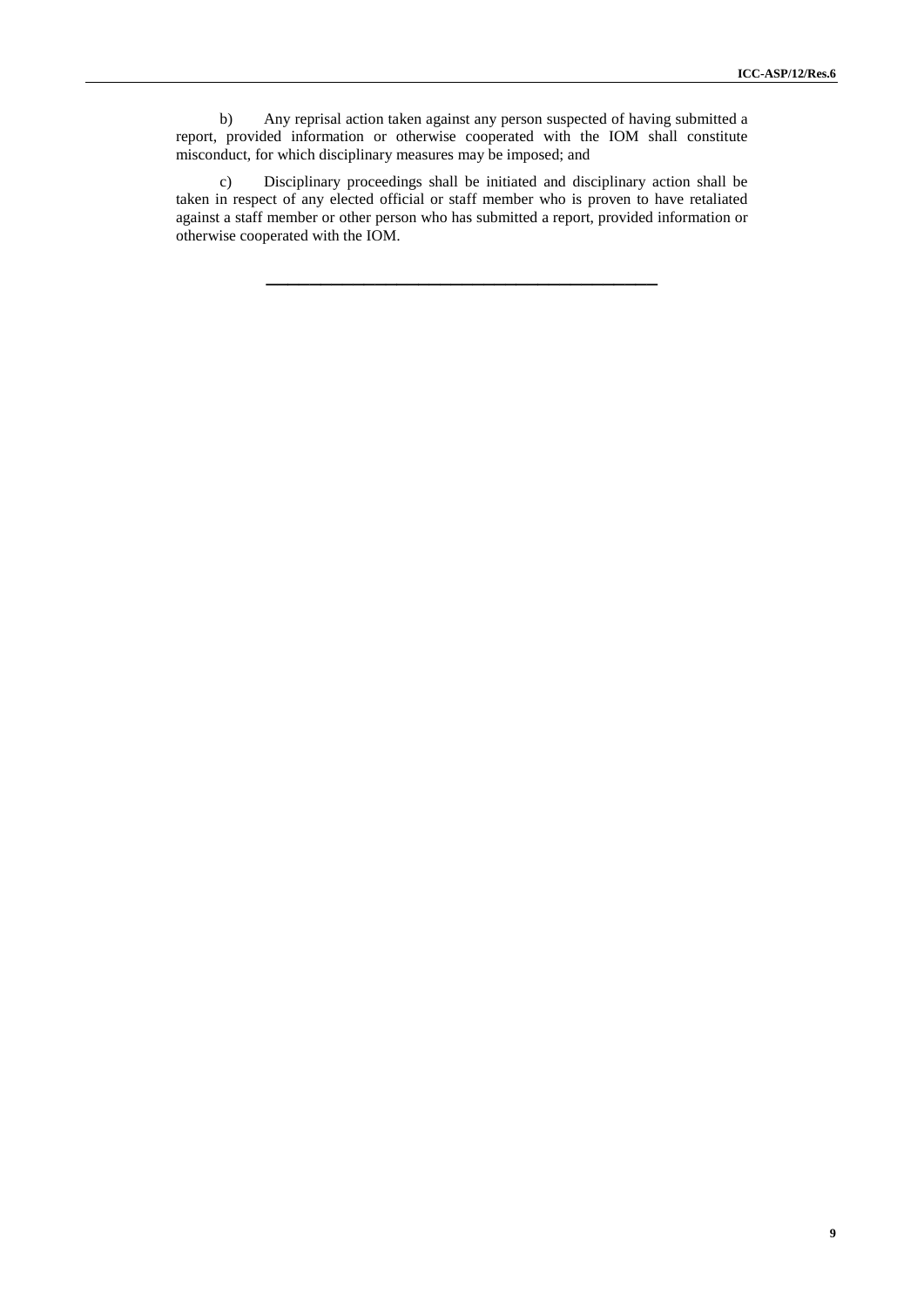b) Any reprisal action taken against any person suspected of having submitted a report, provided information or otherwise cooperated with the IOM shall constitute misconduct, for which disciplinary measures may be imposed; and

c) Disciplinary proceedings shall be initiated and disciplinary action shall be taken in respect of any elected official or staff member who is proven to have retaliated against a staff member or other person who has submitted a report, provided information or otherwise cooperated with the IOM.

---